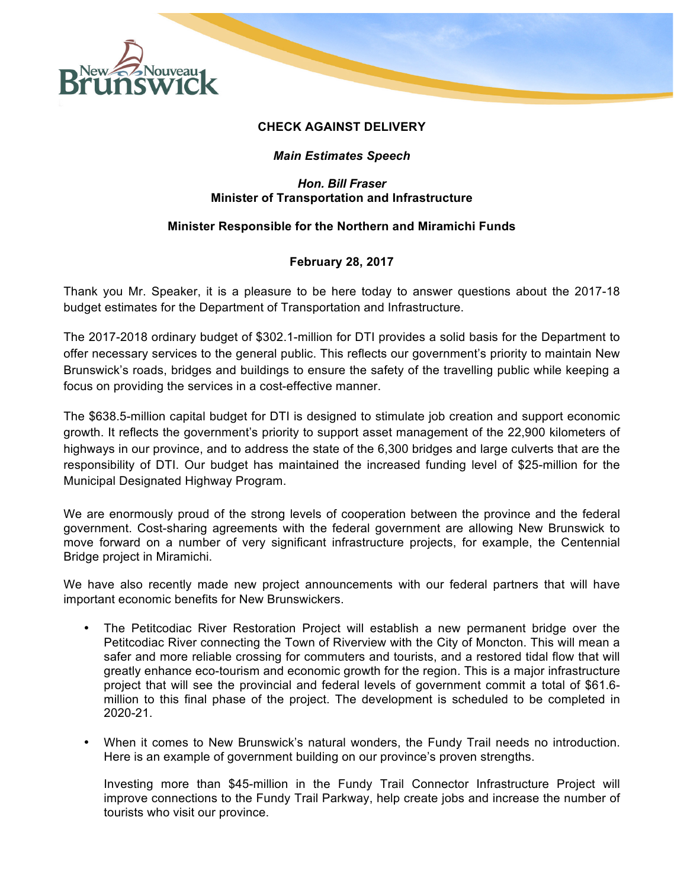**CHECK AGAINST DELIVERY**

***Main Estimates Speech***

***Hon. Bill Fraser***
**Minister of Transportation and Infrastructure**

**Minister Responsible for the Northern and Miramichi Funds**

**February 28, 2017**

Thank you Mr. Speaker, it is a pleasure to be here today to answer questions about the 2017-18 budget estimates for the Department of Transportation and Infrastructure.

The 2017-2018 ordinary budget of $302.1-million for DTI provides a solid basis for the Department to offer necessary services to the general public. This reflects our government's priority to maintain New Brunswick's roads, bridges and buildings to ensure the safety of the travelling public while keeping a focus on providing the services in a cost-effective manner.

The $638.5-million capital budget for DTI is designed to stimulate job creation and support economic growth. It reflects the government's priority to support asset management of the 22,900 kilometers of highways in our province, and to address the state of the 6,300 bridges and large culverts that are the responsibility of DTI. Our budget has maintained the increased funding level of $25-million for the Municipal Designated Highway Program.

We are enormously proud of the strong levels of cooperation between the province and the federal government. Cost-sharing agreements with the federal government are allowing New Brunswick to move forward on a number of very significant infrastructure projects, for example, the Centennial Bridge project in Miramichi.

We have also recently made new project announcements with our federal partners that will have important economic benefits for New Brunswickers.

- The Petitcodiac River Restoration Project will establish a new permanent bridge over the Petitcodiac River connecting the Town of Riverview with the City of Moncton. This will mean a safer and more reliable crossing for commuters and tourists, and a restored tidal flow that will greatly enhance eco-tourism and economic growth for the region. This is a major infrastructure project that will see the provincial and federal levels of government commit a total of $61.6-million to this final phase of the project. The development is scheduled to be completed in 2020-21.

- When it comes to New Brunswick's natural wonders, the Fundy Trail needs no introduction. Here is an example of government building on our province's proven strengths.

  Investing more than $45-million in the Fundy Trail Connector Infrastructure Project will improve connections to the Fundy Trail Parkway, help create jobs and increase the number of tourists who visit our province.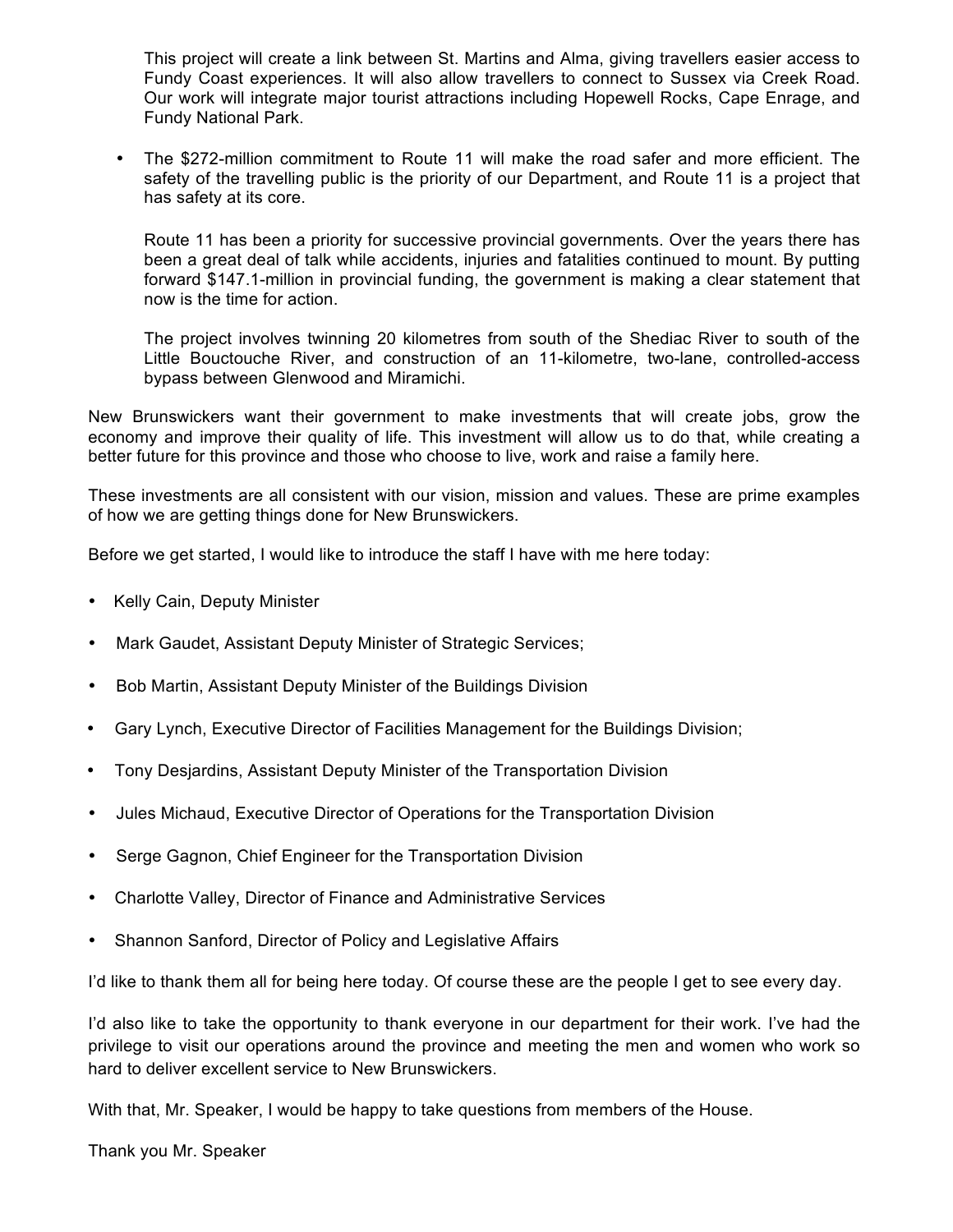This project will create a link between St. Martins and Alma, giving travellers easier access to Fundy Coast experiences. It will also allow travellers to connect to Sussex via Creek Road. Our work will integrate major tourist attractions including Hopewell Rocks, Cape Enrage, and Fundy National Park.

- The $272-million commitment to Route 11 will make the road safer and more efficient. The safety of the travelling public is the priority of our Department, and Route 11 is a project that has safety at its core.

  Route 11 has been a priority for successive provincial governments. Over the years there has been a great deal of talk while accidents, injuries and fatalities continued to mount. By putting forward $147.1-million in provincial funding, the government is making a clear statement that now is the time for action.

  The project involves twinning 20 kilometres from south of the Shediac River to south of the Little Bouctouche River, and construction of an 11-kilometre, two-lane, controlled-access bypass between Glenwood and Miramichi.

New Brunswickers want their government to make investments that will create jobs, grow the economy and improve their quality of life. This investment will allow us to do that, while creating a better future for this province and those who choose to live, work and raise a family here.

These investments are all consistent with our vision, mission and values. These are prime examples of how we are getting things done for New Brunswickers.

Before we get started, I would like to introduce the staff I have with me here today:

- Kelly Cain, Deputy Minister
- Mark Gaudet, Assistant Deputy Minister of Strategic Services;
- Bob Martin, Assistant Deputy Minister of the Buildings Division
- Gary Lynch, Executive Director of Facilities Management for the Buildings Division;
- Tony Desjardins, Assistant Deputy Minister of the Transportation Division
- Jules Michaud, Executive Director of Operations for the Transportation Division
- Serge Gagnon, Chief Engineer for the Transportation Division
- Charlotte Valley, Director of Finance and Administrative Services
- Shannon Sanford, Director of Policy and Legislative Affairs

I'd like to thank them all for being here today. Of course these are the people I get to see every day.

I'd also like to take the opportunity to thank everyone in our department for their work. I've had the privilege to visit our operations around the province and meeting the men and women who work so hard to deliver excellent service to New Brunswickers.

With that, Mr. Speaker, I would be happy to take questions from members of the House.

Thank you Mr. Speaker